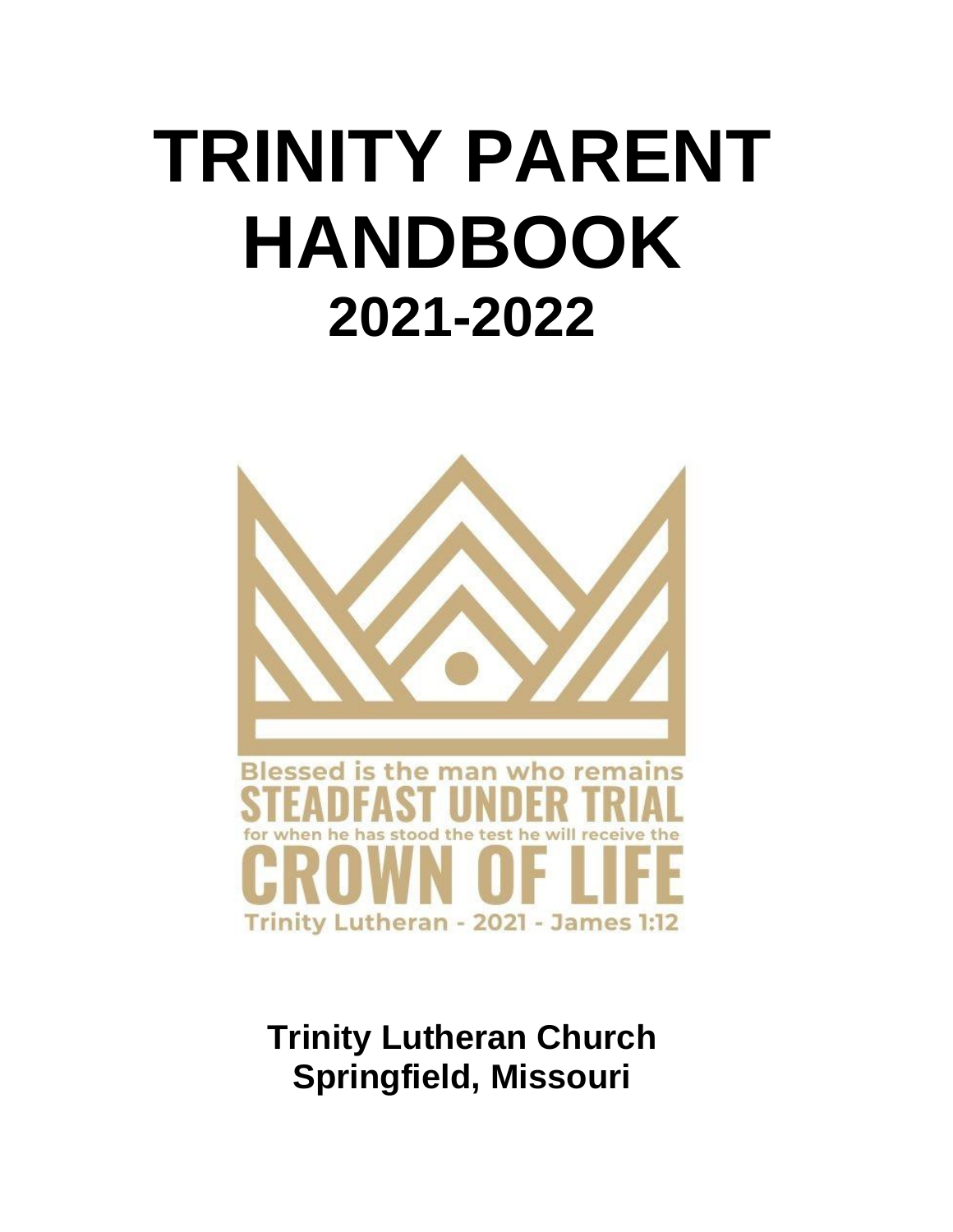# TRINITY PARENT HANDBOOK

## 2021-2022

Blessed is the man who remains
STEADFAST UNDER TRIAL
for when he has stood the test he will receive the
CROWN OF LIFE
Trinity Lutheran - 2021 - James 1:12

**Trinity Lutheran Church**
**Springfield, Missouri**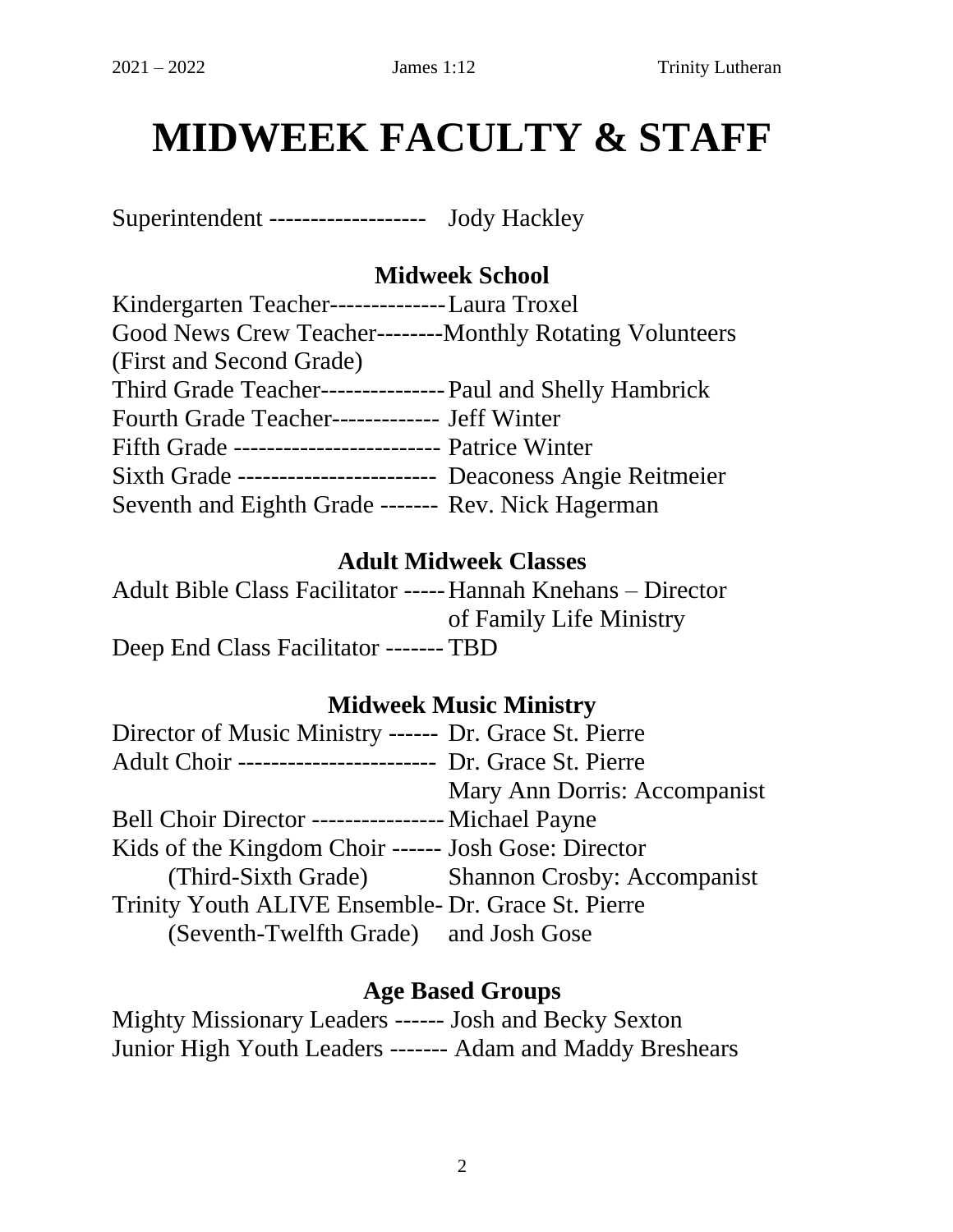# MIDWEEK FACULTY & STAFF

Superintendent ------------------- Jody Hackley

### Midweek School

Kindergarten Teacher-------------- Laura Troxel
Good News Crew Teacher--------Monthly Rotating Volunteers
(First and Second Grade)
Third Grade Teacher--------------- Paul and Shelly Hambrick
Fourth Grade Teacher------------- Jeff Winter
Fifth Grade ------------------------- Patrice Winter
Sixth Grade ------------------------ Deaconess Angie Reitmeier
Seventh and Eighth Grade ------- Rev. Nick Hagerman

### Adult Midweek Classes

Adult Bible Class Facilitator ----- Hannah Knehans – Director of Family Life Ministry
Deep End Class Facilitator ------- TBD

### Midweek Music Ministry

Director of Music Ministry ------ Dr. Grace St. Pierre
Adult Choir ------------------------ Dr. Grace St. Pierre
Mary Ann Dorris: Accompanist
Bell Choir Director ---------------- Michael Payne
Kids of the Kingdom Choir ------ Josh Gose: Director
(Third-Sixth Grade) Shannon Crosby: Accompanist
Trinity Youth ALIVE Ensemble- Dr. Grace St. Pierre and Josh Gose
(Seventh-Twelfth Grade)

### Age Based Groups

Mighty Missionary Leaders ------ Josh and Becky Sexton
Junior High Youth Leaders ------- Adam and Maddy Breshears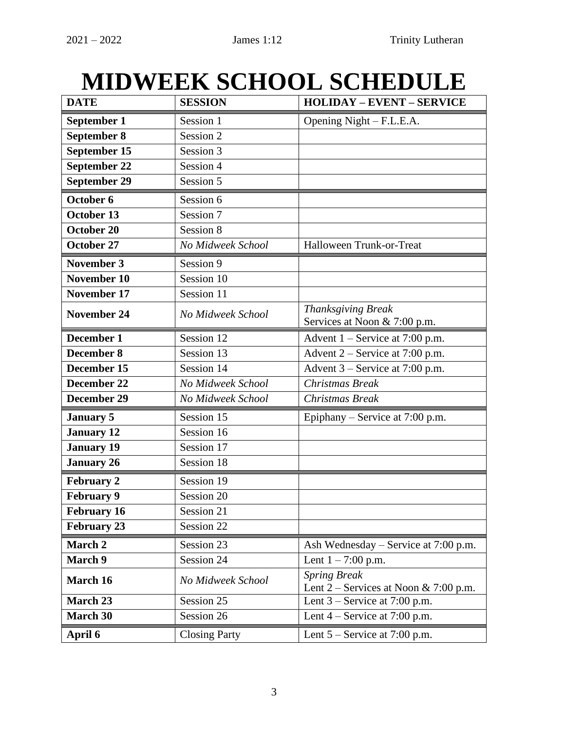# MIDWEEK SCHOOL SCHEDULE

| DATE | SESSION | HOLIDAY – EVENT – SERVICE |
|---|---|---|
| **September 1** | Session 1 | Opening Night – F.L.E.A. |
| **September 8** | Session 2 | |
| **September 15** | Session 3 | |
| **September 22** | Session 4 | |
| **September 29** | Session 5 | |
| **October 6** | Session 6 | |
| **October 13** | Session 7 | |
| **October 20** | Session 8 | |
| **October 27** | *No Midweek School* | Halloween Trunk-or-Treat |
| **November 3** | Session 9 | |
| **November 10** | Session 10 | |
| **November 17** | Session 11 | |
| **November 24** | *No Midweek School* | *Thanksgiving Break*<br>Services at Noon & 7:00 p.m. |
| **December 1** | Session 12 | Advent 1 – Service at 7:00 p.m. |
| **December 8** | Session 13 | Advent 2 – Service at 7:00 p.m. |
| **December 15** | Session 14 | Advent 3 – Service at 7:00 p.m. |
| **December 22** | *No Midweek School* | *Christmas Break* |
| **December 29** | *No Midweek School* | *Christmas Break* |
| **January 5** | Session 15 | Epiphany – Service at 7:00 p.m. |
| **January 12** | Session 16 | |
| **January 19** | Session 17 | |
| **January 26** | Session 18 | |
| **February 2** | Session 19 | |
| **February 9** | Session 20 | |
| **February 16** | Session 21 | |
| **February 23** | Session 22 | |
| **March 2** | Session 23 | Ash Wednesday – Service at 7:00 p.m. |
| **March 9** | Session 24 | Lent 1 – 7:00 p.m. |
| **March 16** | *No Midweek School* | *Spring Break*<br>Lent 2 – Services at Noon & 7:00 p.m. |
| **March 23** | Session 25 | Lent 3 – Service at 7:00 p.m. |
| **March 30** | Session 26 | Lent 4 – Service at 7:00 p.m. |
| **April 6** | Closing Party | Lent 5 – Service at 7:00 p.m. |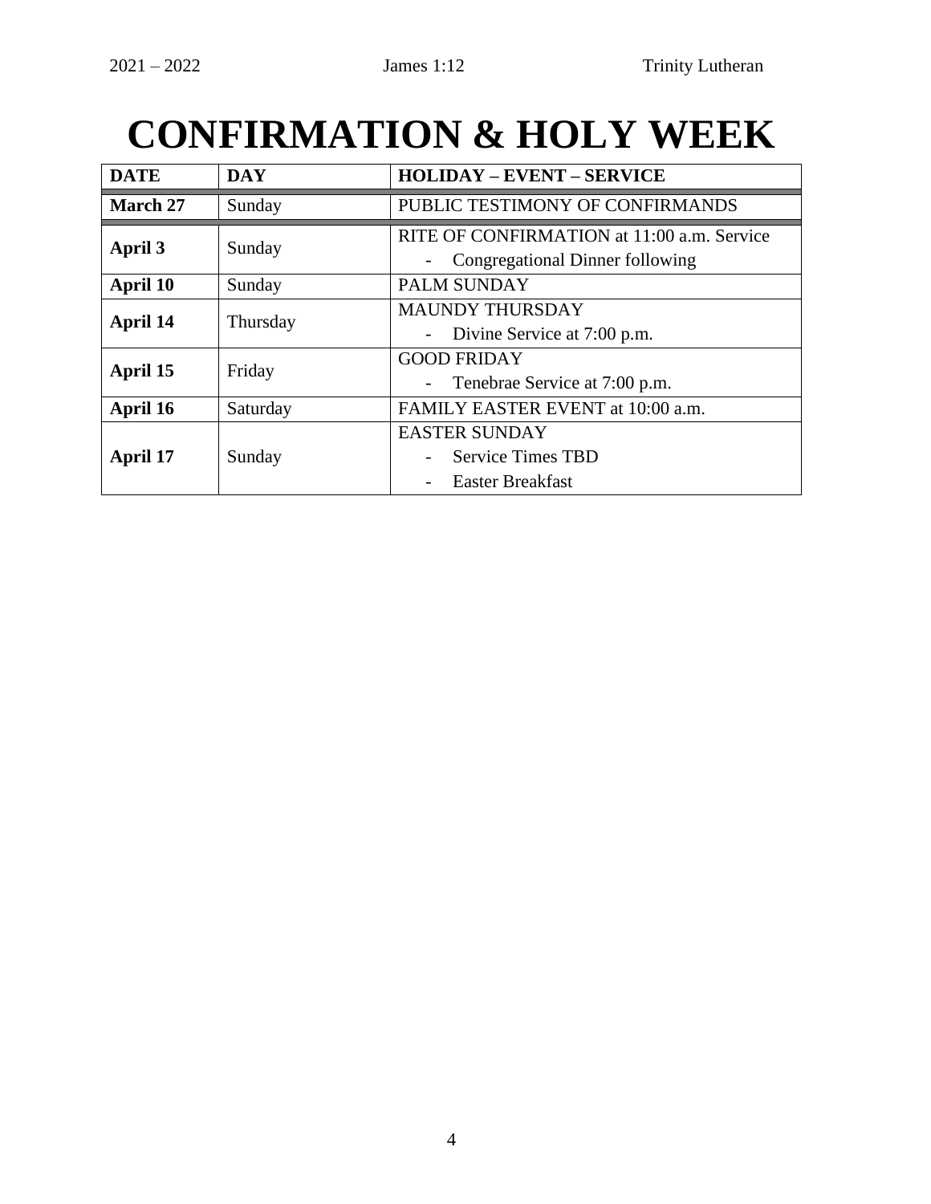# CONFIRMATION & HOLY WEEK

| DATE | DAY | HOLIDAY – EVENT – SERVICE |
|---|---|---|
| **March 27** | Sunday | PUBLIC TESTIMONY OF CONFIRMANDS |
| **April 3** | Sunday | RITE OF CONFIRMATION at 11:00 a.m. Service<br>- Congregational Dinner following |
| **April 10** | Sunday | PALM SUNDAY |
| **April 14** | Thursday | MAUNDY THURSDAY<br>- Divine Service at 7:00 p.m. |
| **April 15** | Friday | GOOD FRIDAY<br>- Tenebrae Service at 7:00 p.m. |
| **April 16** | Saturday | FAMILY EASTER EVENT at 10:00 a.m. |
| **April 17** | Sunday | EASTER SUNDAY<br>- Service Times TBD<br>- Easter Breakfast |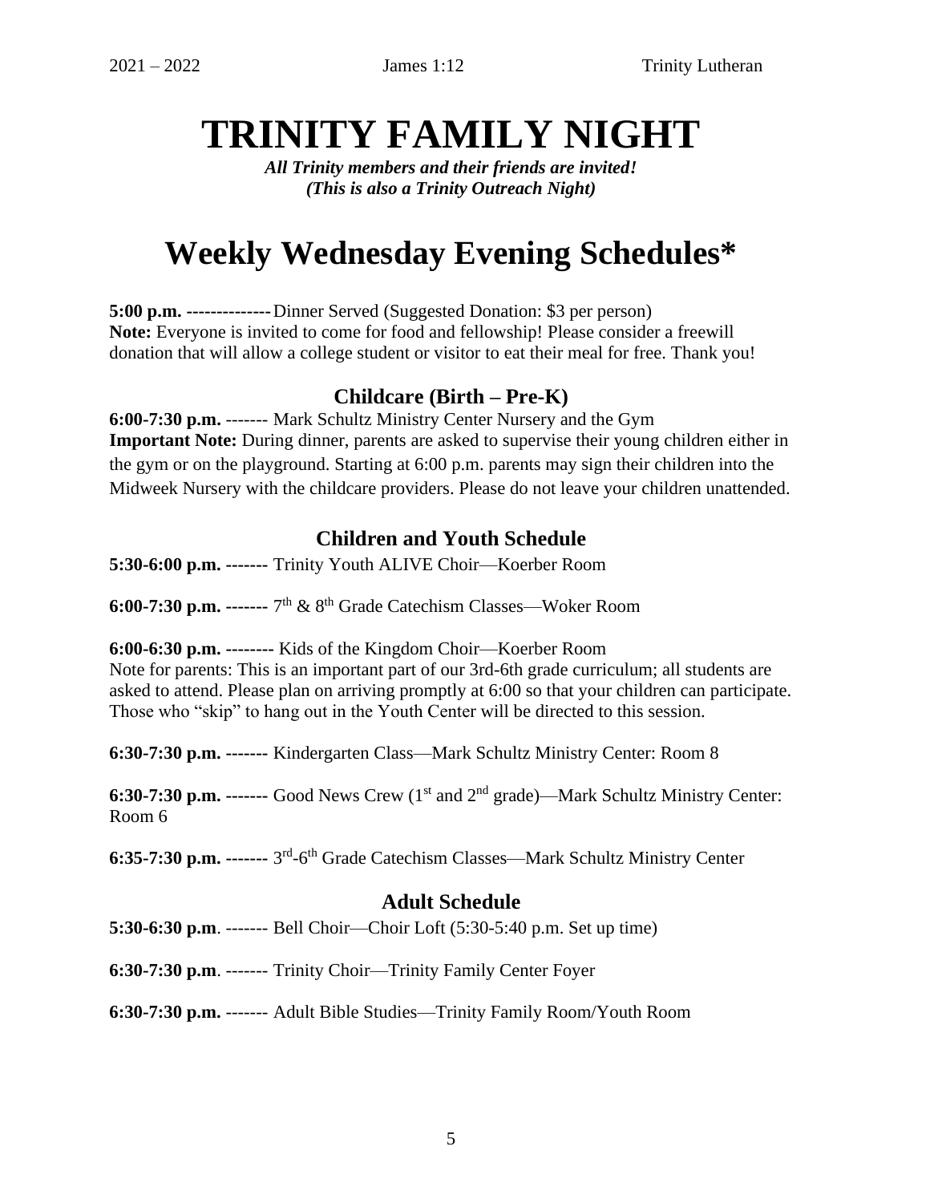# TRINITY FAMILY NIGHT

***All Trinity members and their friends are invited!***
***(This is also a Trinity Outreach Night)***

# Weekly Wednesday Evening Schedules*

**5:00 p.m. --------------** Dinner Served (Suggested Donation: $3 per person)
**Note:** Everyone is invited to come for food and fellowship! Please consider a freewill donation that will allow a college student or visitor to eat their meal for free. Thank you!

### Childcare (Birth – Pre-K)

**6:00-7:30 p.m.** ------- Mark Schultz Ministry Center Nursery and the Gym
**Important Note:** During dinner, parents are asked to supervise their young children either in the gym or on the playground. Starting at 6:00 p.m. parents may sign their children into the Midweek Nursery with the childcare providers. Please do not leave your children unattended.

### Children and Youth Schedule

**5:30-6:00 p.m. -------** Trinity Youth ALIVE Choir—Koerber Room

**6:00-7:30 p.m. -------** 7th & 8th Grade Catechism Classes—Woker Room

**6:00-6:30 p.m. --------** Kids of the Kingdom Choir—Koerber Room
Note for parents: This is an important part of our 3rd-6th grade curriculum; all students are asked to attend. Please plan on arriving promptly at 6:00 so that your children can participate. Those who "skip" to hang out in the Youth Center will be directed to this session.

**6:30-7:30 p.m. -------** Kindergarten Class—Mark Schultz Ministry Center: Room 8

**6:30-7:30 p.m. -------** Good News Crew (1st and 2nd grade)—Mark Schultz Ministry Center: Room 6

**6:35-7:30 p.m. -------** 3rd-6th Grade Catechism Classes—Mark Schultz Ministry Center

### Adult Schedule

**5:30-6:30 p.m**. ------- Bell Choir—Choir Loft (5:30-5:40 p.m. Set up time)

**6:30-7:30 p.m**. ------- Trinity Choir—Trinity Family Center Foyer

**6:30-7:30 p.m.** ------- Adult Bible Studies—Trinity Family Room/Youth Room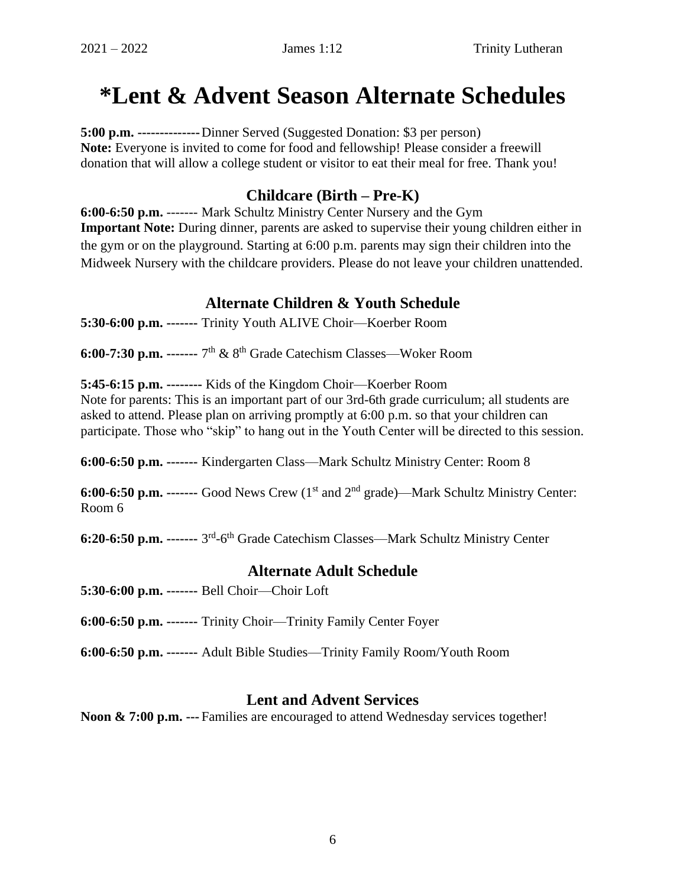# *Lent & Advent Season Alternate Schedules

**5:00 p.m.** -------------- Dinner Served (Suggested Donation: $3 per person)
**Note:** Everyone is invited to come for food and fellowship! Please consider a freewill donation that will allow a college student or visitor to eat their meal for free. Thank you!

### Childcare (Birth – Pre-K)

**6:00-6:50 p.m.** ------- Mark Schultz Ministry Center Nursery and the Gym
**Important Note:** During dinner, parents are asked to supervise their young children either in the gym or on the playground. Starting at 6:00 p.m. parents may sign their children into the Midweek Nursery with the childcare providers. Please do not leave your children unattended.

### Alternate Children & Youth Schedule

**5:30-6:00 p.m.** ------- Trinity Youth ALIVE Choir—Koerber Room

**6:00-7:30 p.m.** ------- 7th & 8th Grade Catechism Classes—Woker Room

**5:45-6:15 p.m.** -------- Kids of the Kingdom Choir—Koerber Room
Note for parents: This is an important part of our 3rd-6th grade curriculum; all students are asked to attend. Please plan on arriving promptly at 6:00 p.m. so that your children can participate. Those who "skip" to hang out in the Youth Center will be directed to this session.

**6:00-6:50 p.m.** ------- Kindergarten Class—Mark Schultz Ministry Center: Room 8

**6:00-6:50 p.m.** ------- Good News Crew (1st and 2nd grade)—Mark Schultz Ministry Center: Room 6

**6:20-6:50 p.m.** ------- 3rd-6th Grade Catechism Classes—Mark Schultz Ministry Center

### Alternate Adult Schedule

**5:30-6:00 p.m.** ------- Bell Choir—Choir Loft

**6:00-6:50 p.m.** ------- Trinity Choir—Trinity Family Center Foyer

**6:00-6:50 p.m.** ------- Adult Bible Studies—Trinity Family Room/Youth Room

### Lent and Advent Services

**Noon & 7:00 p.m.** --- Families are encouraged to attend Wednesday services together!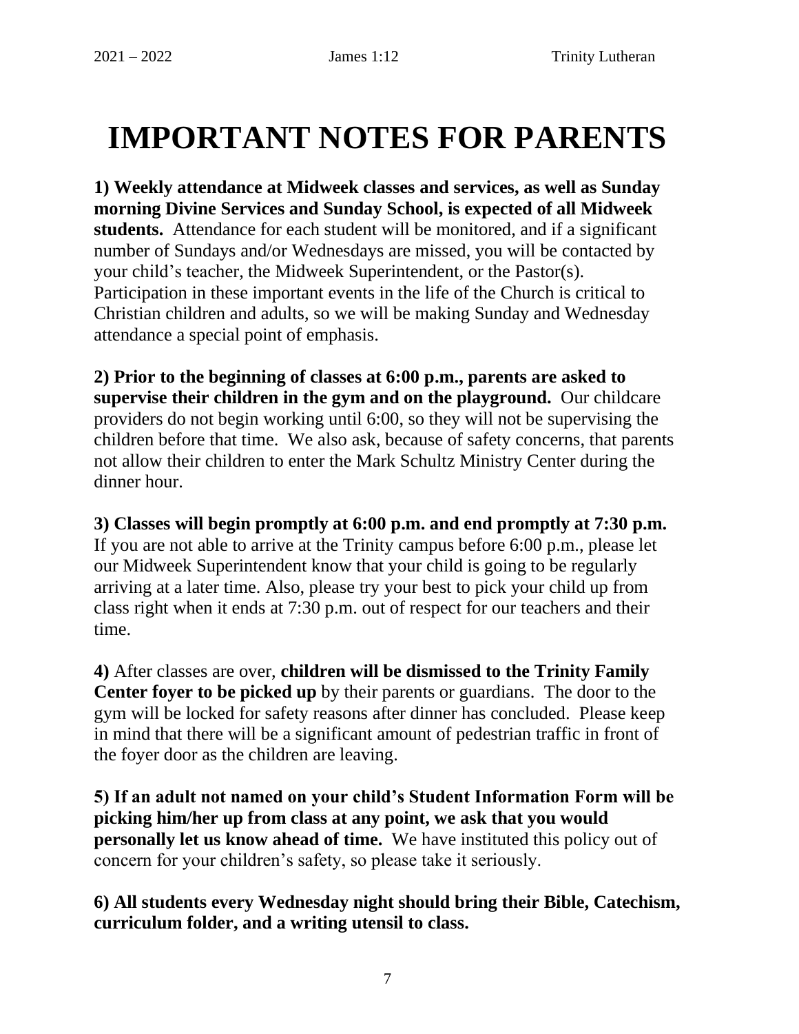# IMPORTANT NOTES FOR PARENTS

**1) Weekly attendance at Midweek classes and services, as well as Sunday morning Divine Services and Sunday School, is expected of all Midweek students.** Attendance for each student will be monitored, and if a significant number of Sundays and/or Wednesdays are missed, you will be contacted by your child's teacher, the Midweek Superintendent, or the Pastor(s). Participation in these important events in the life of the Church is critical to Christian children and adults, so we will be making Sunday and Wednesday attendance a special point of emphasis.

**2) Prior to the beginning of classes at 6:00 p.m., parents are asked to supervise their children in the gym and on the playground.** Our childcare providers do not begin working until 6:00, so they will not be supervising the children before that time. We also ask, because of safety concerns, that parents not allow their children to enter the Mark Schultz Ministry Center during the dinner hour.

**3) Classes will begin promptly at 6:00 p.m. and end promptly at 7:30 p.m.** If you are not able to arrive at the Trinity campus before 6:00 p.m., please let our Midweek Superintendent know that your child is going to be regularly arriving at a later time. Also, please try your best to pick your child up from class right when it ends at 7:30 p.m. out of respect for our teachers and their time.

**4)** After classes are over, **children will be dismissed to the Trinity Family Center foyer to be picked up** by their parents or guardians. The door to the gym will be locked for safety reasons after dinner has concluded. Please keep in mind that there will be a significant amount of pedestrian traffic in front of the foyer door as the children are leaving.

**5) If an adult not named on your child's Student Information Form will be picking him/her up from class at any point, we ask that you would personally let us know ahead of time.** We have instituted this policy out of concern for your children's safety, so please take it seriously.

**6) All students every Wednesday night should bring their Bible, Catechism, curriculum folder, and a writing utensil to class.**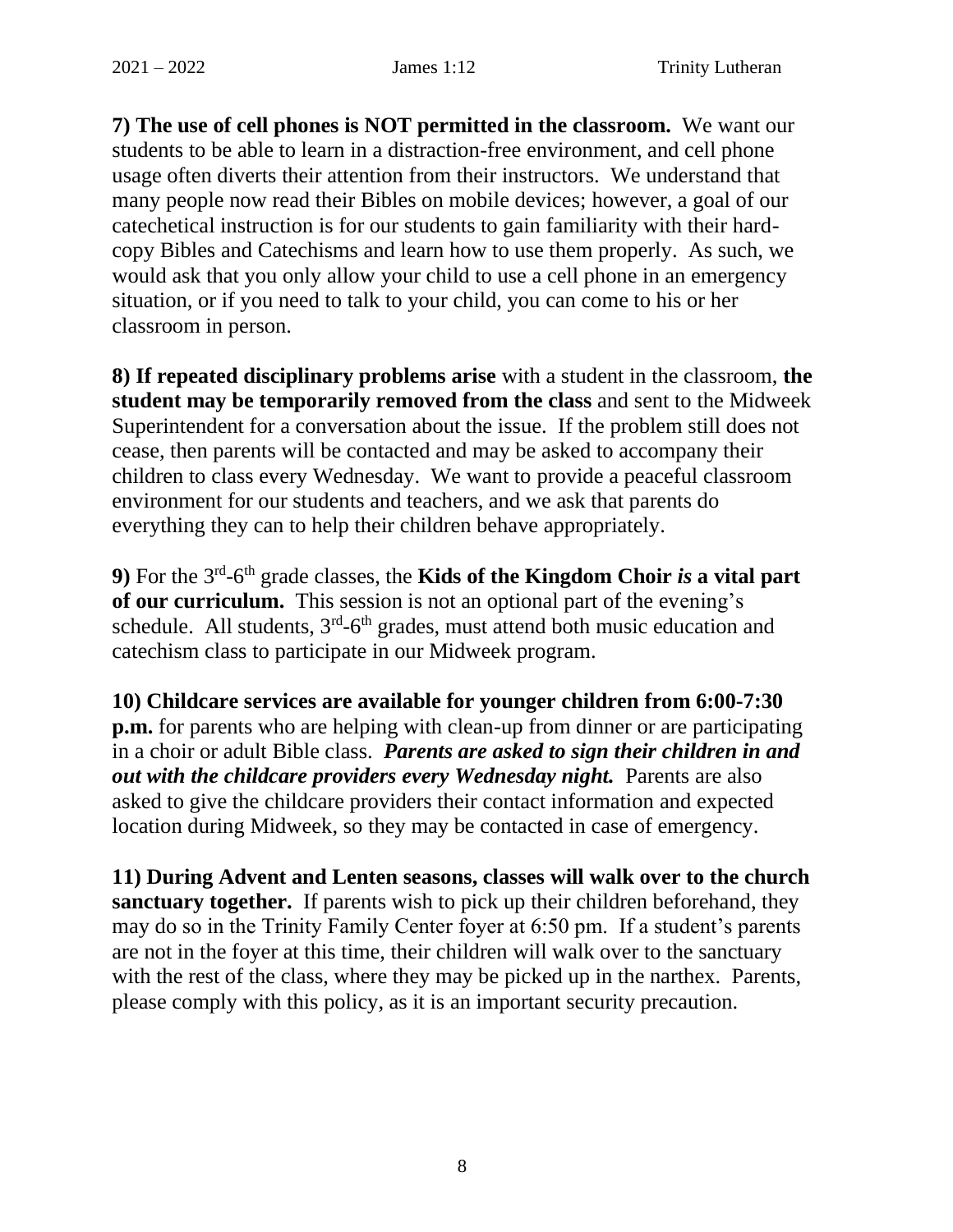**7) The use of cell phones is NOT permitted in the classroom.** We want our students to be able to learn in a distraction-free environment, and cell phone usage often diverts their attention from their instructors. We understand that many people now read their Bibles on mobile devices; however, a goal of our catechetical instruction is for our students to gain familiarity with their hard-copy Bibles and Catechisms and learn how to use them properly. As such, we would ask that you only allow your child to use a cell phone in an emergency situation, or if you need to talk to your child, you can come to his or her classroom in person.

**8) If repeated disciplinary problems arise** with a student in the classroom, **the student may be temporarily removed from the class** and sent to the Midweek Superintendent for a conversation about the issue. If the problem still does not cease, then parents will be contacted and may be asked to accompany their children to class every Wednesday. We want to provide a peaceful classroom environment for our students and teachers, and we ask that parents do everything they can to help their children behave appropriately.

**9)** For the 3rd-6th grade classes, the **Kids of the Kingdom Choir *is* a vital part of our curriculum.** This session is not an optional part of the evening's schedule. All students, 3rd-6th grades, must attend both music education and catechism class to participate in our Midweek program.

**10) Childcare services are available for younger children from 6:00-7:30 p.m.** for parents who are helping with clean-up from dinner or are participating in a choir or adult Bible class. ***Parents are asked to sign their children in and out with the childcare providers every Wednesday night.*** Parents are also asked to give the childcare providers their contact information and expected location during Midweek, so they may be contacted in case of emergency.

**11) During Advent and Lenten seasons, classes will walk over to the church sanctuary together.** If parents wish to pick up their children beforehand, they may do so in the Trinity Family Center foyer at 6:50 pm. If a student's parents are not in the foyer at this time, their children will walk over to the sanctuary with the rest of the class, where they may be picked up in the narthex. Parents, please comply with this policy, as it is an important security precaution.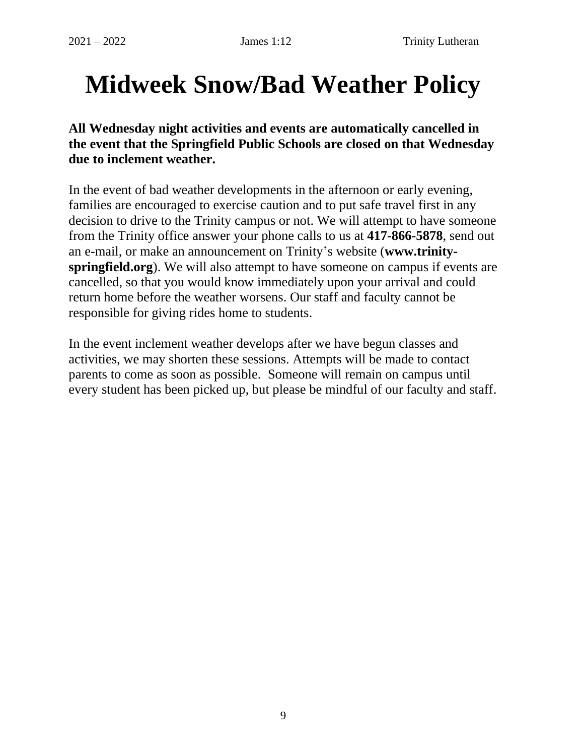# Midweek Snow/Bad Weather Policy

**All Wednesday night activities and events are automatically cancelled in the event that the Springfield Public Schools are closed on that Wednesday due to inclement weather.**

In the event of bad weather developments in the afternoon or early evening, families are encouraged to exercise caution and to put safe travel first in any decision to drive to the Trinity campus or not. We will attempt to have someone from the Trinity office answer your phone calls to us at **417-866-5878**, send out an e-mail, or make an announcement on Trinity's website (**www.trinity-springfield.org**). We will also attempt to have someone on campus if events are cancelled, so that you would know immediately upon your arrival and could return home before the weather worsens. Our staff and faculty cannot be responsible for giving rides home to students.

In the event inclement weather develops after we have begun classes and activities, we may shorten these sessions. Attempts will be made to contact parents to come as soon as possible. Someone will remain on campus until every student has been picked up, but please be mindful of our faculty and staff.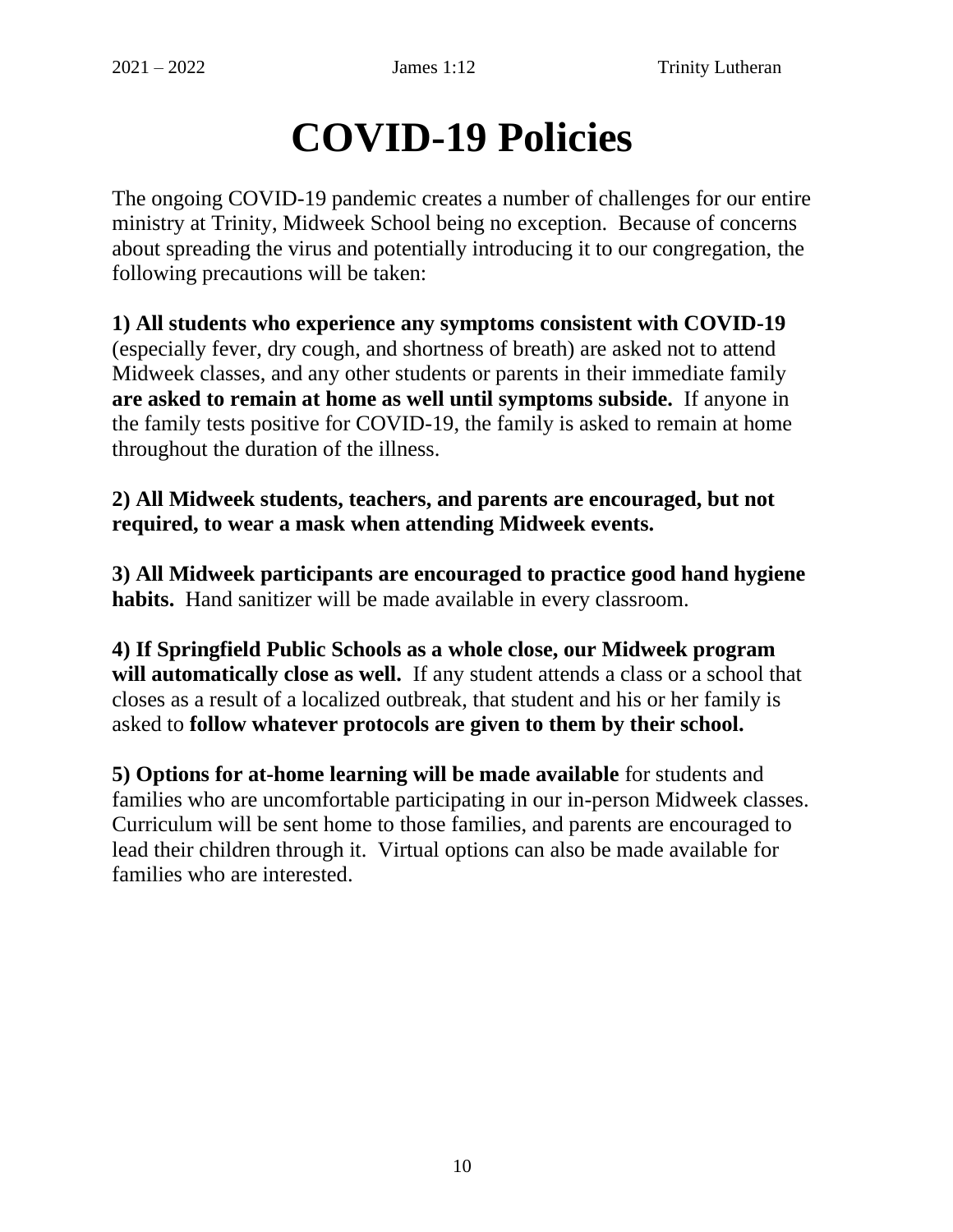# COVID-19 Policies

The ongoing COVID-19 pandemic creates a number of challenges for our entire ministry at Trinity, Midweek School being no exception. Because of concerns about spreading the virus and potentially introducing it to our congregation, the following precautions will be taken:

**1) All students who experience any symptoms consistent with COVID-19** (especially fever, dry cough, and shortness of breath) are asked not to attend Midweek classes, and any other students or parents in their immediate family **are asked to remain at home as well until symptoms subside.** If anyone in the family tests positive for COVID-19, the family is asked to remain at home throughout the duration of the illness.

**2) All Midweek students, teachers, and parents are encouraged, but not required, to wear a mask when attending Midweek events.**

**3) All Midweek participants are encouraged to practice good hand hygiene habits.** Hand sanitizer will be made available in every classroom.

**4) If Springfield Public Schools as a whole close, our Midweek program will automatically close as well.** If any student attends a class or a school that closes as a result of a localized outbreak, that student and his or her family is asked to **follow whatever protocols are given to them by their school.**

**5) Options for at-home learning will be made available** for students and families who are uncomfortable participating in our in-person Midweek classes. Curriculum will be sent home to those families, and parents are encouraged to lead their children through it. Virtual options can also be made available for families who are interested.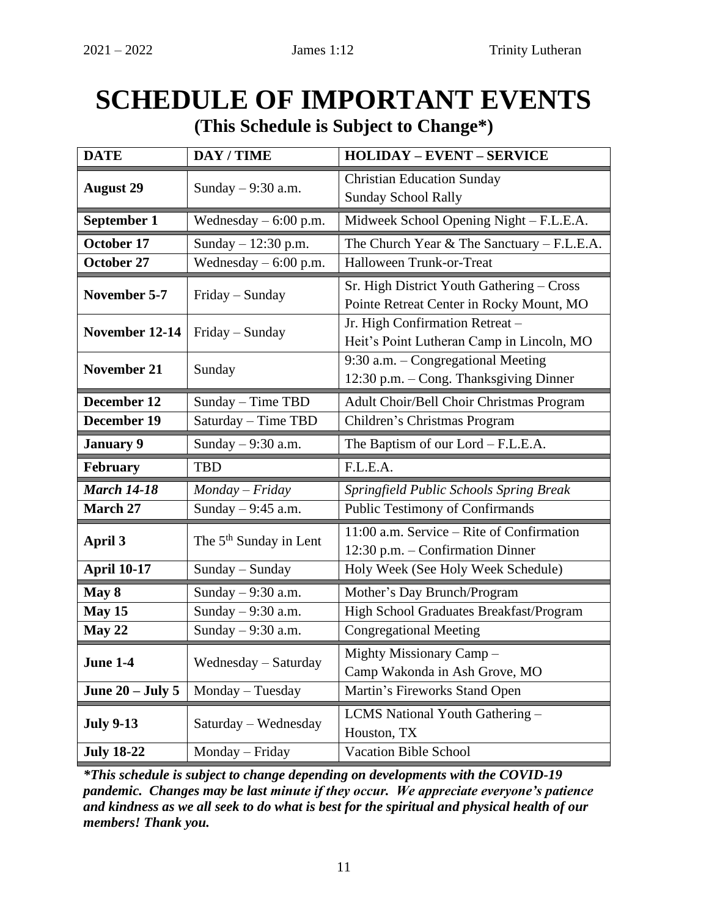# SCHEDULE OF IMPORTANT EVENTS

## (This Schedule is Subject to Change*)

| DATE | DAY / TIME | HOLIDAY – EVENT – SERVICE |
|---|---|---|
| **August 29** | Sunday – 9:30 a.m. | Christian Education Sunday<br>Sunday School Rally |
| **September 1** | Wednesday – 6:00 p.m. | Midweek School Opening Night – F.L.E.A. |
| **October 17** | Sunday – 12:30 p.m. | The Church Year & The Sanctuary – F.L.E.A. |
| **October 27** | Wednesday – 6:00 p.m. | Halloween Trunk-or-Treat |
| **November 5-7** | Friday – Sunday | Sr. High District Youth Gathering – Cross Pointe Retreat Center in Rocky Mount, MO |
| **November 12-14** | Friday – Sunday | Jr. High Confirmation Retreat – Heit's Point Lutheran Camp in Lincoln, MO |
| **November 21** | Sunday | 9:30 a.m. – Congregational Meeting<br>12:30 p.m. – Cong. Thanksgiving Dinner |
| **December 12** | Sunday – Time TBD | Adult Choir/Bell Choir Christmas Program |
| **December 19** | Saturday – Time TBD | Children's Christmas Program |
| **January 9** | Sunday – 9:30 a.m. | The Baptism of our Lord – F.L.E.A. |
| **February** | TBD | F.L.E.A. |
| ***March 14-18*** | *Monday – Friday* | *Springfield Public Schools Spring Break* |
| **March 27** | Sunday – 9:45 a.m. | Public Testimony of Confirmands |
| **April 3** | The 5th Sunday in Lent | 11:00 a.m. Service – Rite of Confirmation<br>12:30 p.m. – Confirmation Dinner |
| **April 10-17** | Sunday – Sunday | Holy Week (See Holy Week Schedule) |
| **May 8** | Sunday – 9:30 a.m. | Mother's Day Brunch/Program |
| **May 15** | Sunday – 9:30 a.m. | High School Graduates Breakfast/Program |
| **May 22** | Sunday – 9:30 a.m. | Congregational Meeting |
| **June 1-4** | Wednesday – Saturday | Mighty Missionary Camp – Camp Wakonda in Ash Grove, MO |
| **June 20 – July 5** | Monday – Tuesday | Martin's Fireworks Stand Open |
| **July 9-13** | Saturday – Wednesday | LCMS National Youth Gathering – Houston, TX |
| **July 18-22** | Monday – Friday | Vacation Bible School |

***This schedule is subject to change depending on developments with the COVID-19 pandemic. Changes may be last minute if they occur. We appreciate everyone's patience and kindness as we all seek to do what is best for the spiritual and physical health of our members! Thank you.***